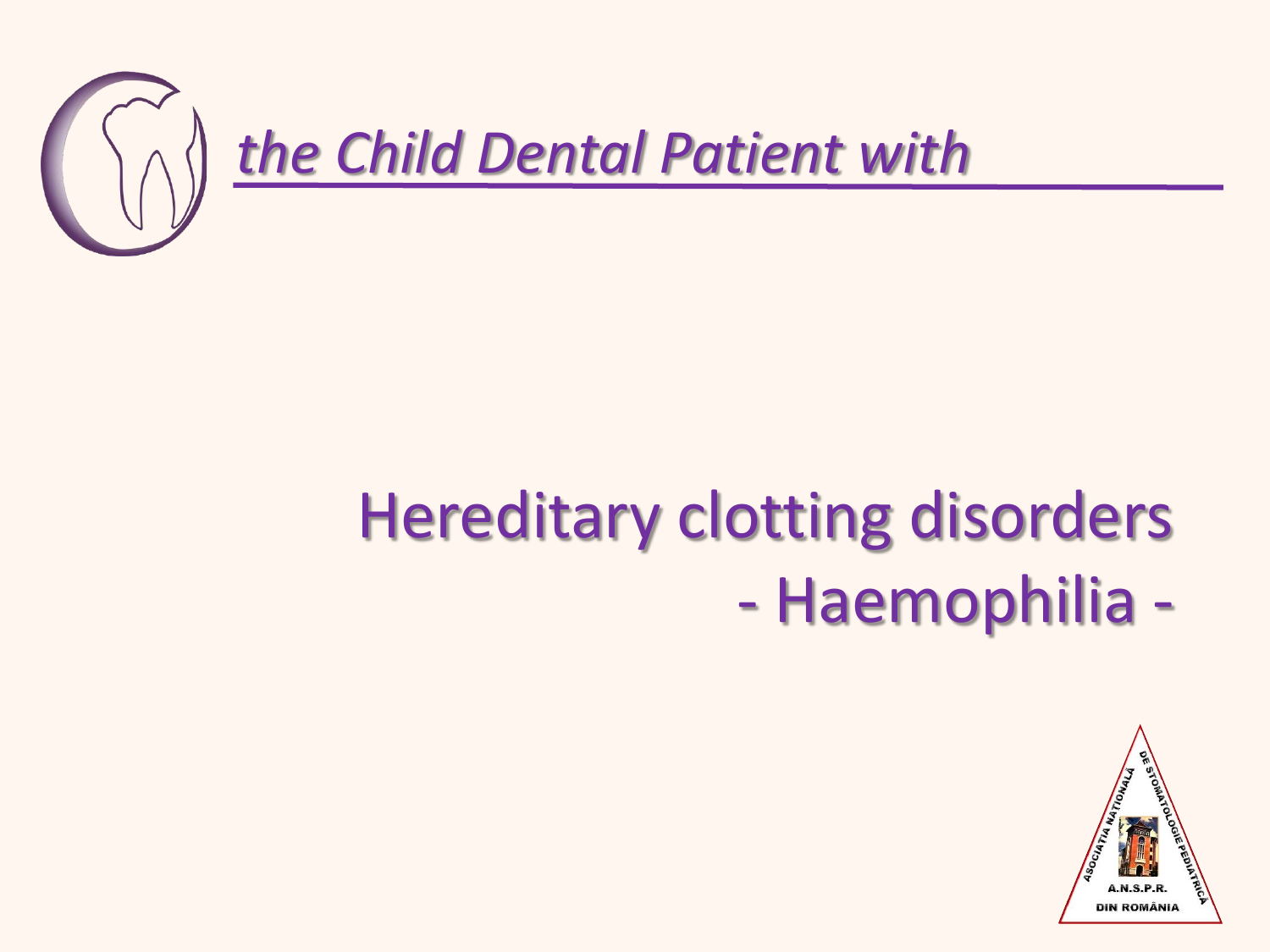*the Child Dental Patient with*

# Hereditary clotting disorders
# - Haemophilia -

ASOCIAȚIA NAȚIONALĂ DE STOMATOLOGIE PEDIATRICĂ
A.N.S.P.R.
DIN ROMÂNIA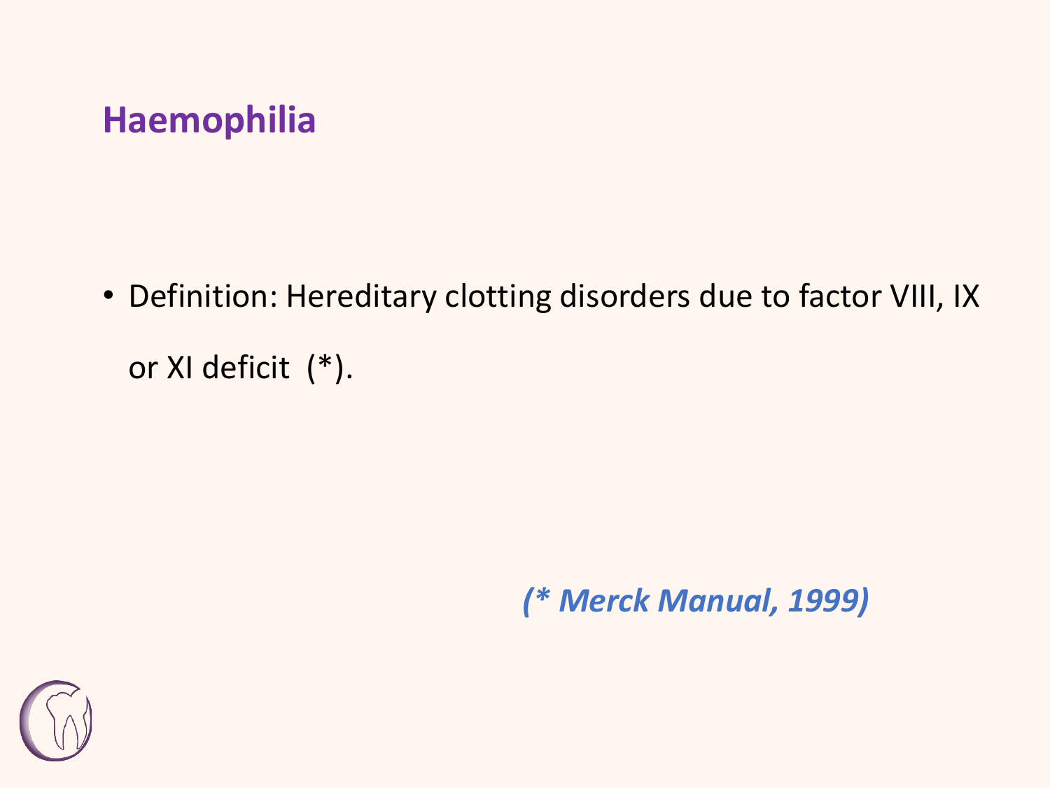## Haemophilia

- Definition: Hereditary clotting disorders due to factor VIII, IX or XI deficit (*).

***(* Merck Manual, 1999)***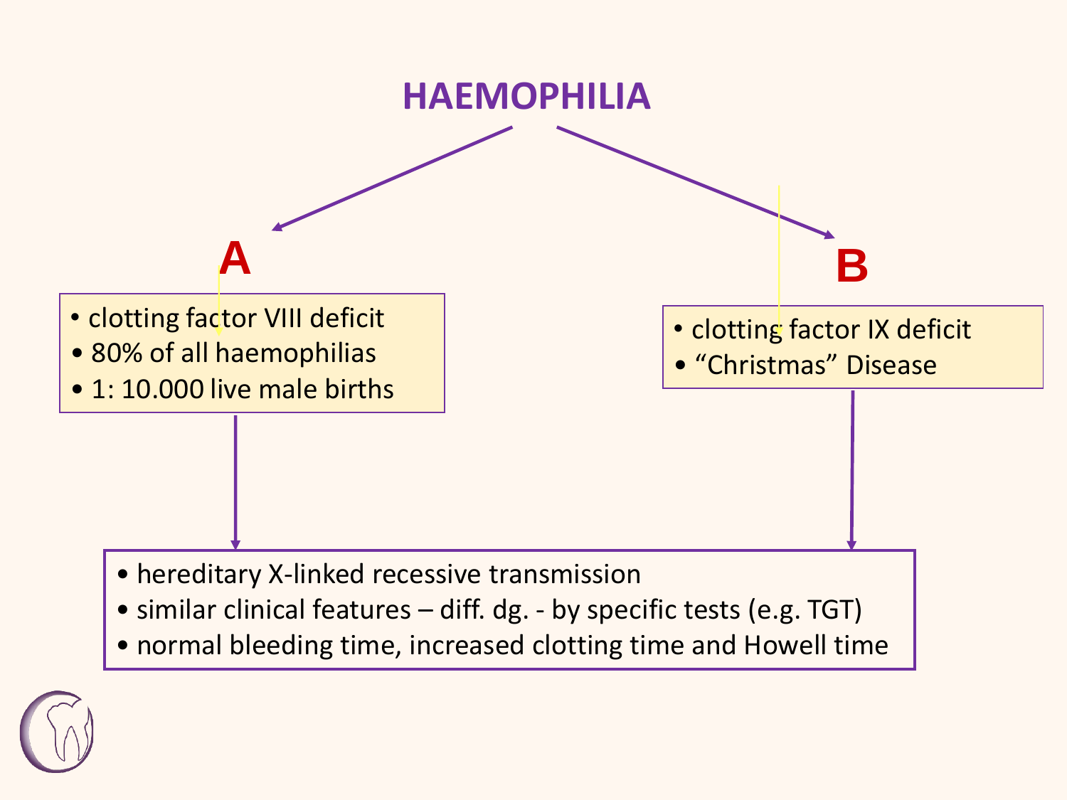# HAEMOPHILIA

## A

- clotting factor VIII deficit
- 80% of all haemophilias
- 1: 10.000 live male births

## B

- clotting factor IX deficit
- "Christmas" Disease

---

- hereditary X-linked recessive transmission
- similar clinical features – diff. dg. - by specific tests (e.g. TGT)
- normal bleeding time, increased clotting time and Howell time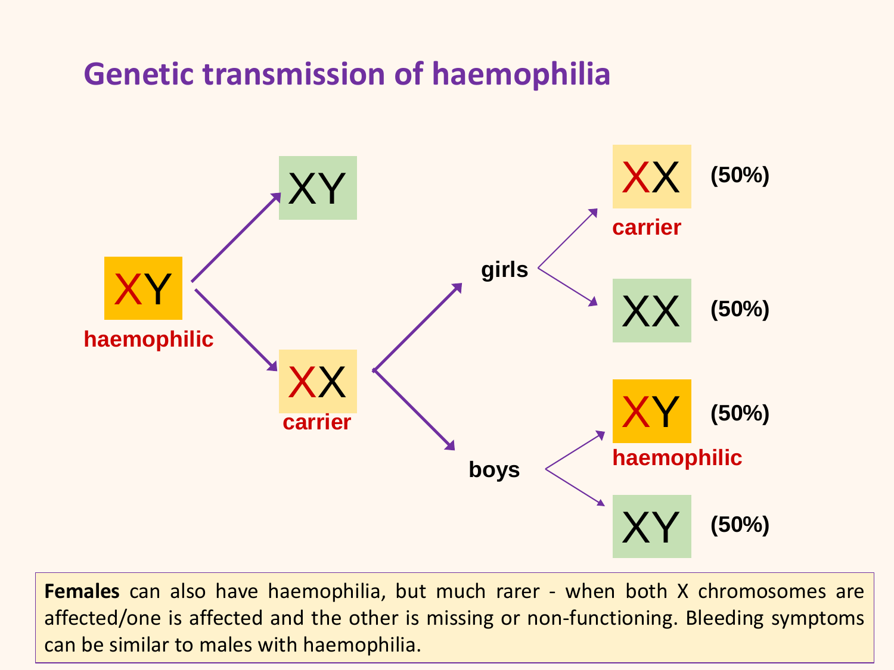# Genetic transmission of haemophilia

XY
haemophilic

XY

XX
carrier

girls

boys

XX (50%)
carrier

XX (50%)

XY (50%)
haemophilic

XY (50%)

**Females** can also have haemophilia, but much rarer - when both X chromosomes are affected/one is affected and the other is missing or non-functioning. Bleeding symptoms can be similar to males with haemophilia.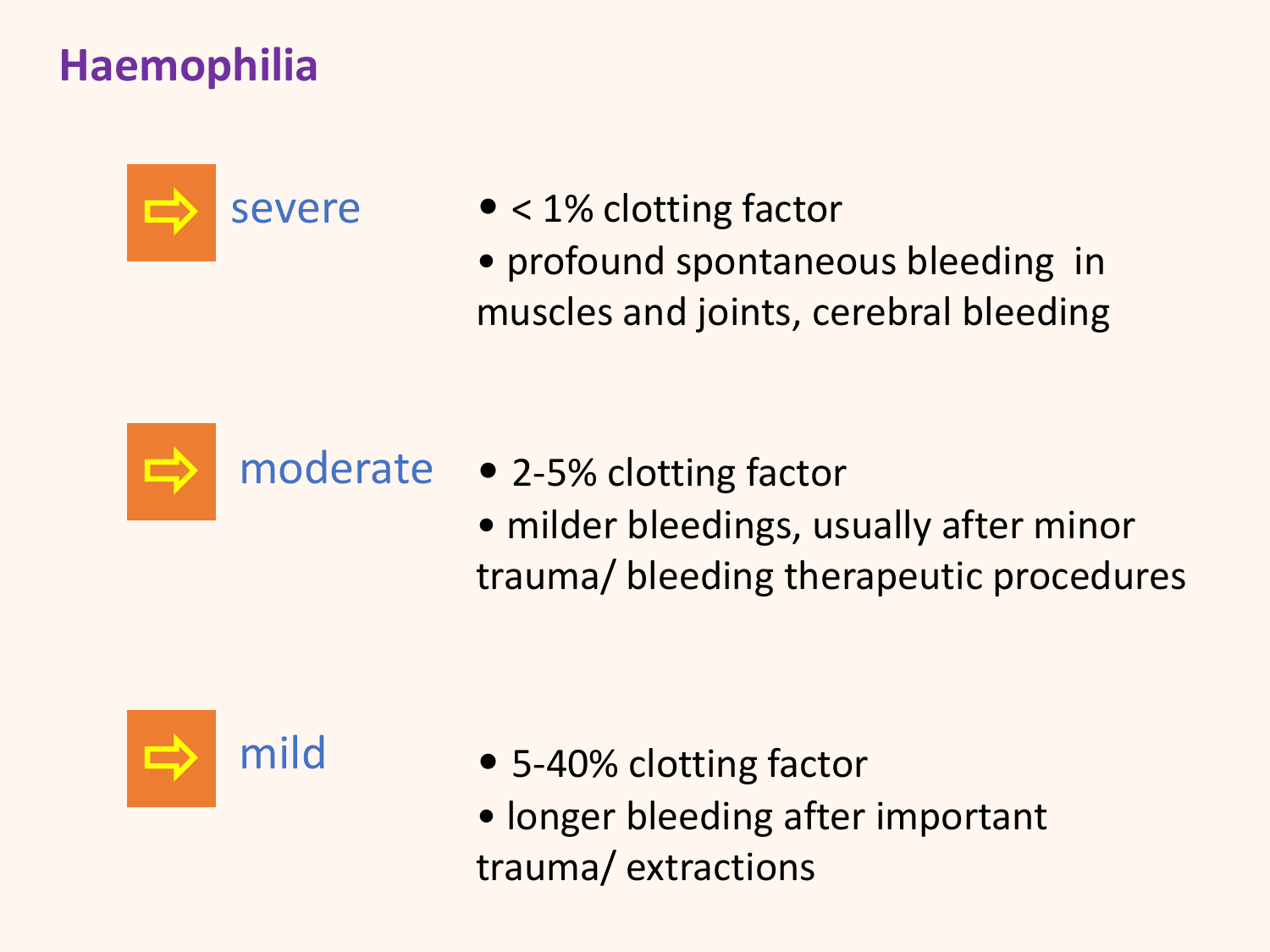# Haemophilia

**severe**

- < 1% clotting factor
- profound spontaneous bleeding in muscles and joints, cerebral bleeding

**moderate**

- 2-5% clotting factor
- milder bleedings, usually after minor trauma/ bleeding therapeutic procedures

**mild**

- 5-40% clotting factor
- longer bleeding after important trauma/ extractions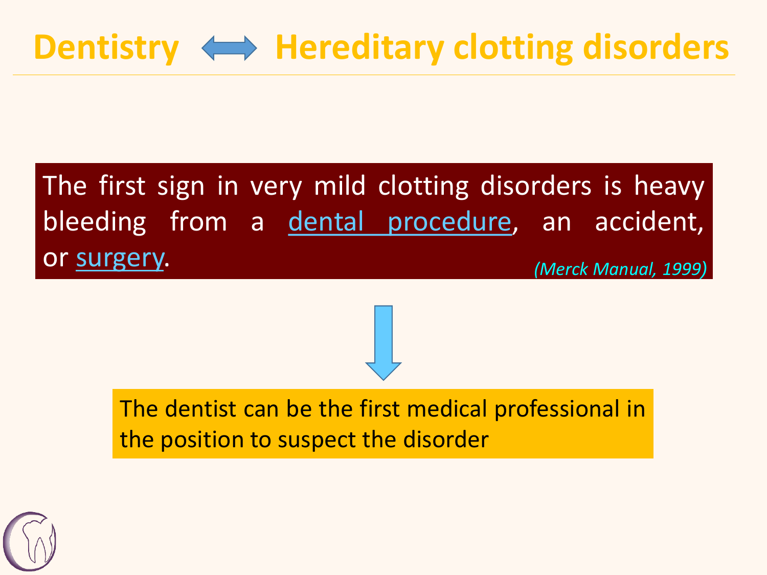# Dentistry ⟺ Hereditary clotting disorders

The first sign in very mild clotting disorders is heavy bleeding from a dental procedure, an accident, or surgery.

*(Merck Manual, 1999)*

↓

The dentist can be the first medical professional in the position to suspect the disorder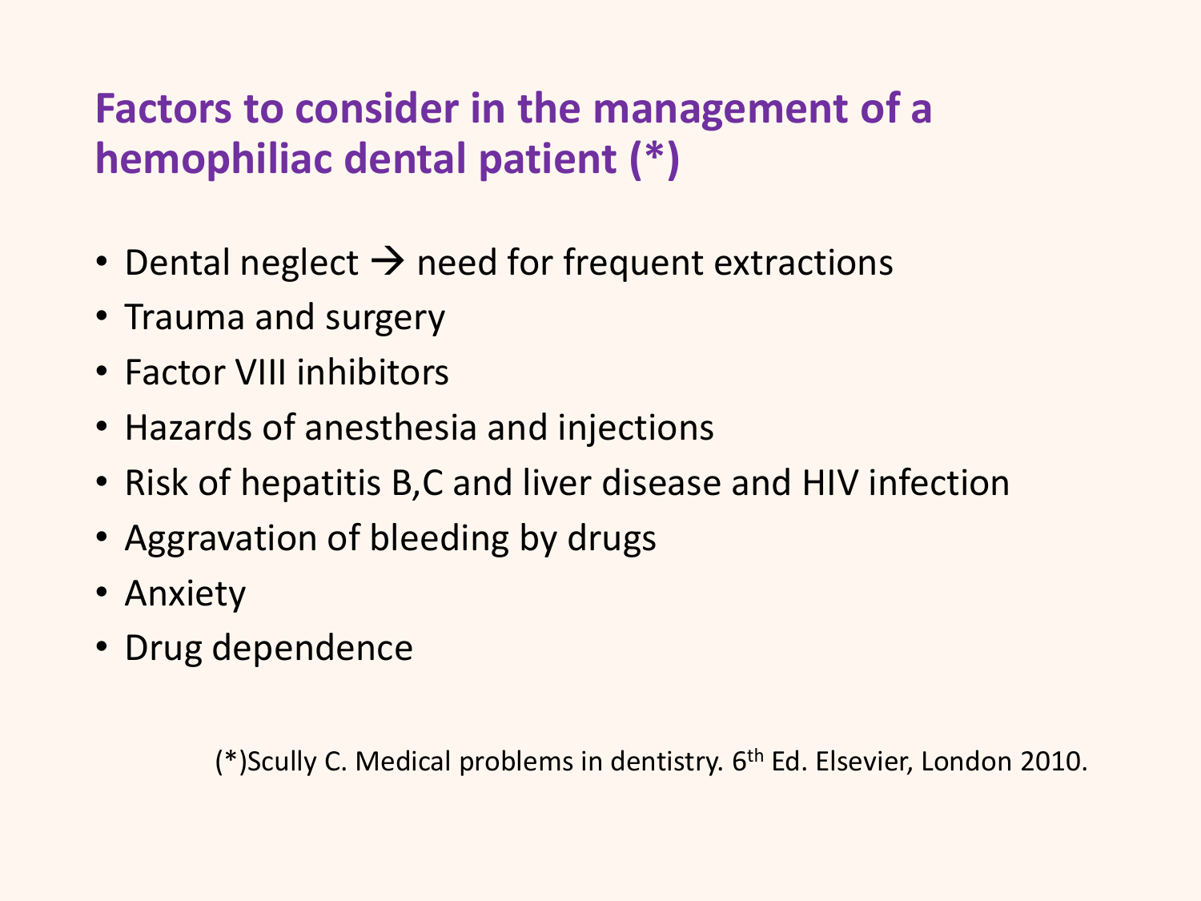# Factors to consider in the management of a hemophiliac dental patient (*)

- Dental neglect → need for frequent extractions
- Trauma and surgery
- Factor VIII inhibitors
- Hazards of anesthesia and injections
- Risk of hepatitis B,C and liver disease and HIV infection
- Aggravation of bleeding by drugs
- Anxiety
- Drug dependence

(*)Scully C. Medical problems in dentistry. 6th Ed. Elsevier, London 2010.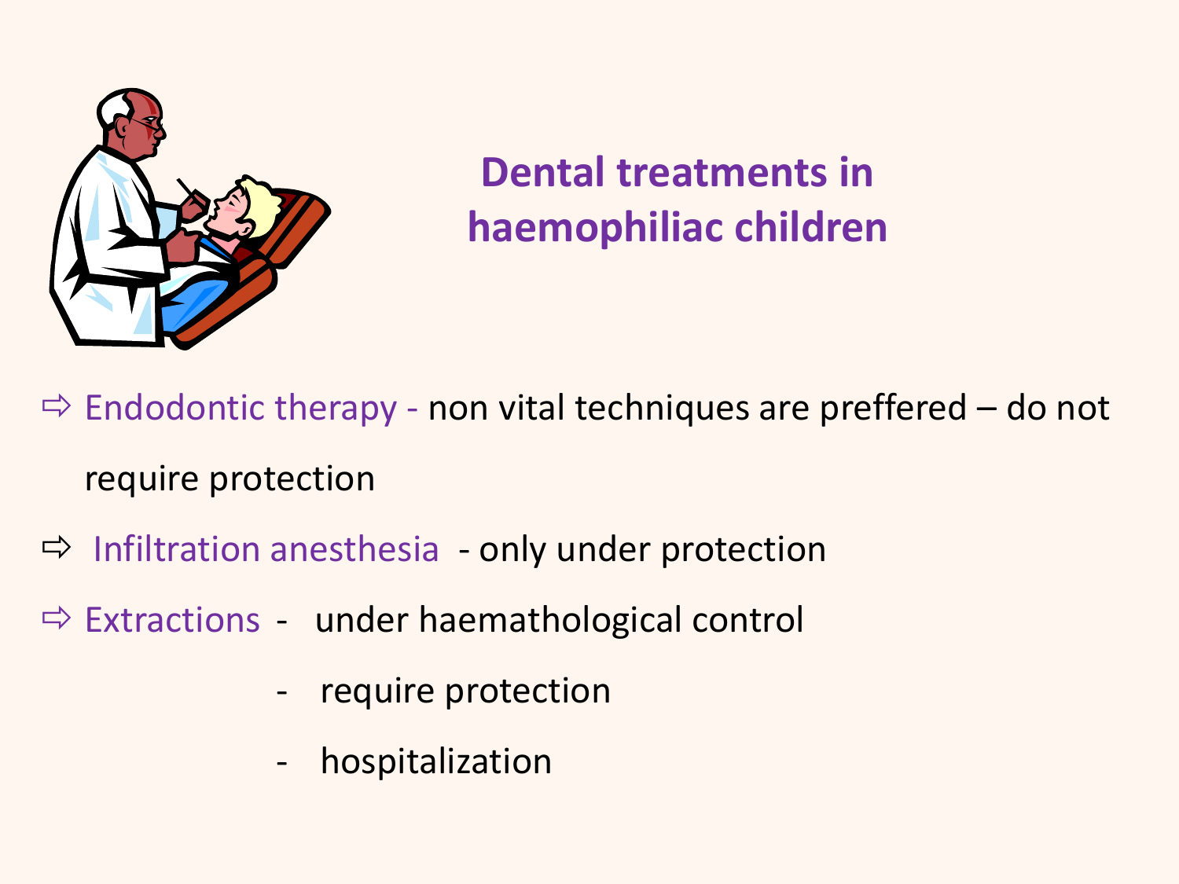## Dental treatments in haemophiliac children

- Endodontic therapy - non vital techniques are preffered – do not require protection
- Infiltration anesthesia - only under protection
- Extractions
  - under haemathological control
  - require protection
  - hospitalization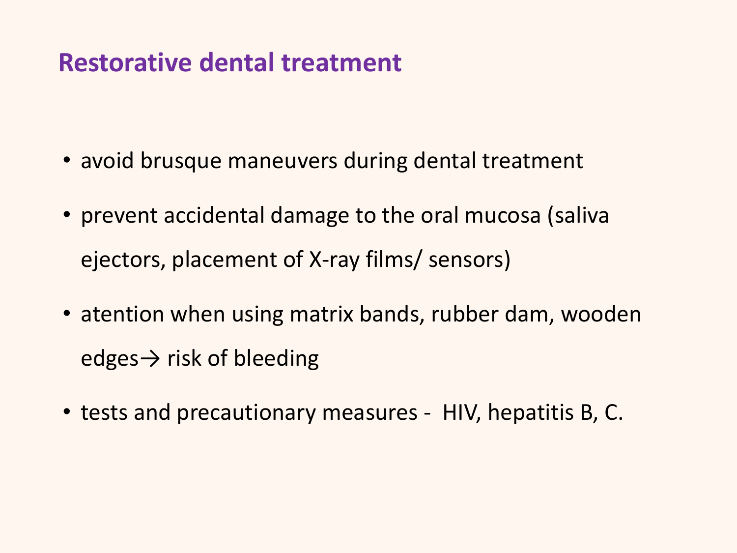# Restorative dental treatment

- avoid brusque maneuvers during dental treatment
- prevent accidental damage to the oral mucosa (saliva ejectors, placement of X-ray films/ sensors)
- atention when using matrix bands, rubber dam, wooden edges→ risk of bleeding
- tests and precautionary measures - HIV, hepatitis B, C.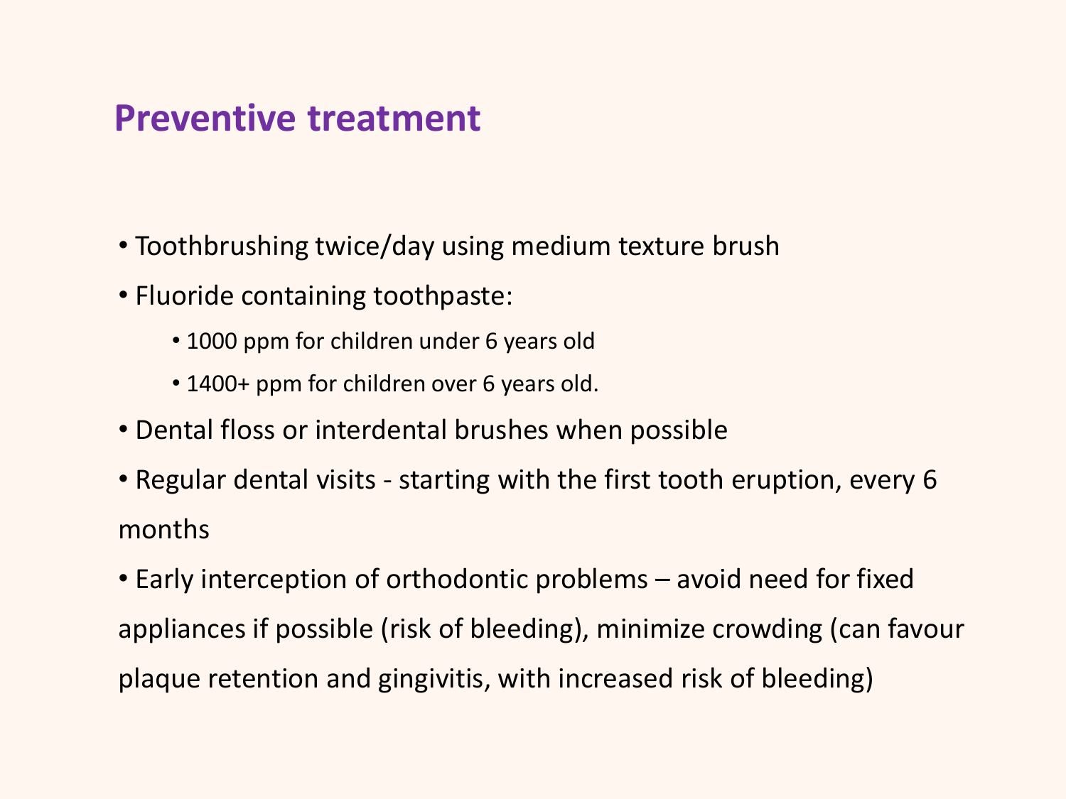# Preventive treatment

- Toothbrushing twice/day using medium texture brush
- Fluoride containing toothpaste:
  - 1000 ppm for children under 6 years old
  - 1400+ ppm for children over 6 years old.
- Dental floss or interdental brushes when possible
- Regular dental visits - starting with the first tooth eruption, every 6 months
- Early interception of orthodontic problems – avoid need for fixed appliances if possible (risk of bleeding), minimize crowding (can favour plaque retention and gingivitis, with increased risk of bleeding)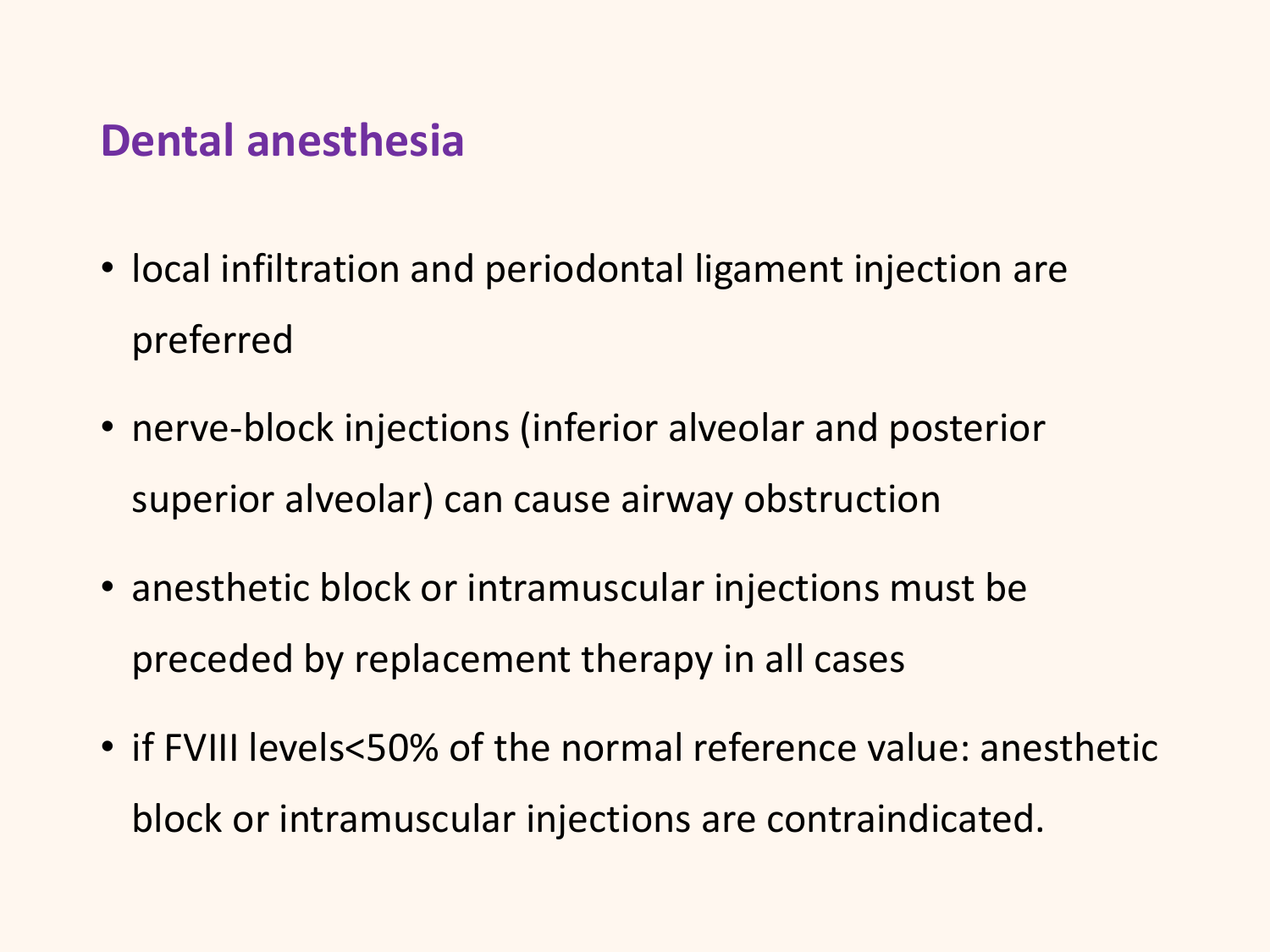## Dental anesthesia

- local infiltration and periodontal ligament injection are preferred
- nerve-block injections (inferior alveolar and posterior superior alveolar) can cause airway obstruction
- anesthetic block or intramuscular injections must be preceded by replacement therapy in all cases
- if FVIII levels<50% of the normal reference value: anesthetic block or intramuscular injections are contraindicated.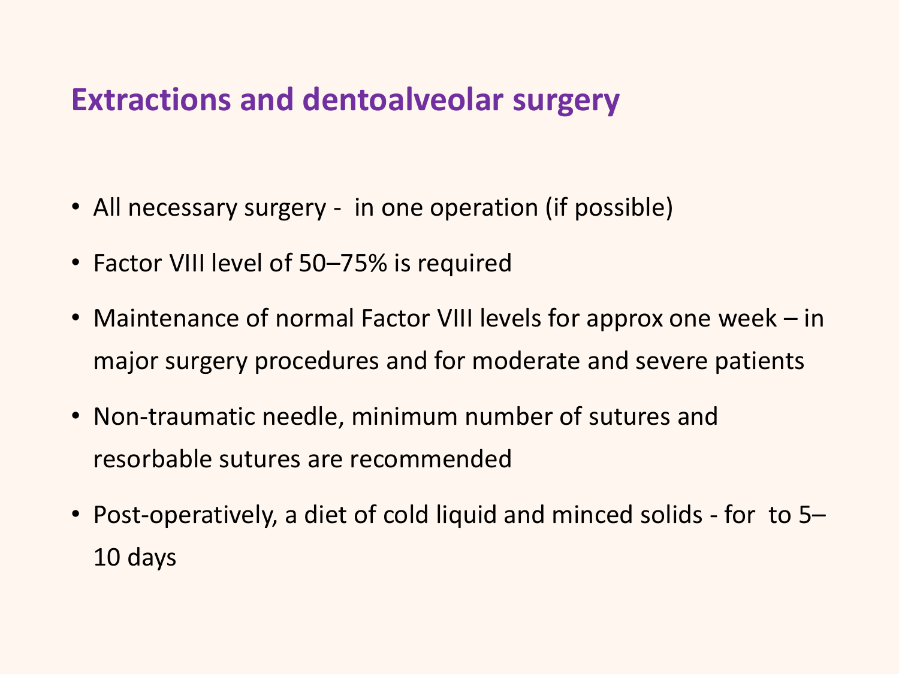## Extractions and dentoalveolar surgery

- All necessary surgery -  in one operation (if possible)
- Factor VIII level of 50–75% is required
- Maintenance of normal Factor VIII levels for approx one week – in major surgery procedures and for moderate and severe patients
- Non-traumatic needle, minimum number of sutures and resorbable sutures are recommended
- Post-operatively, a diet of cold liquid and minced solids - for  to 5–10 days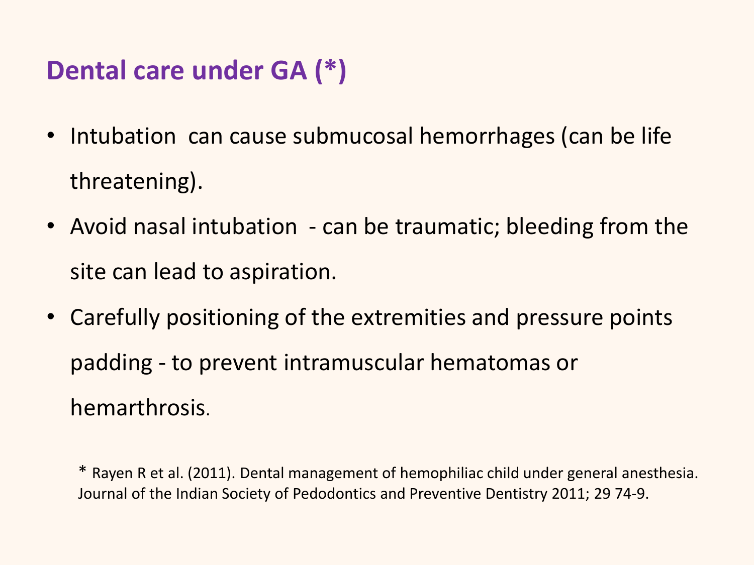# Dental care under GA (*)

- Intubation  can cause submucosal hemorrhages (can be life threatening).
- Avoid nasal intubation  - can be traumatic; bleeding from the site can lead to aspiration.
- Carefully positioning of the extremities and pressure points padding - to prevent intramuscular hematomas or hemarthrosis.

* Rayen R et al. (2011). Dental management of hemophiliac child under general anesthesia. Journal of the Indian Society of Pedodontics and Preventive Dentistry 2011; 29 74-9.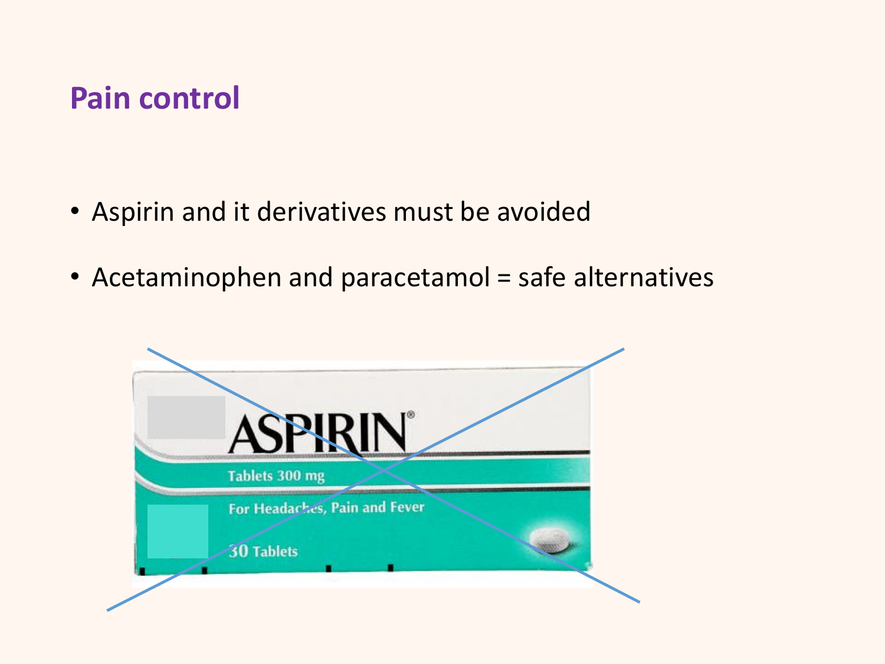## Pain control

- Aspirin and it derivatives must be avoided
- Acetaminophen and paracetamol = safe alternatives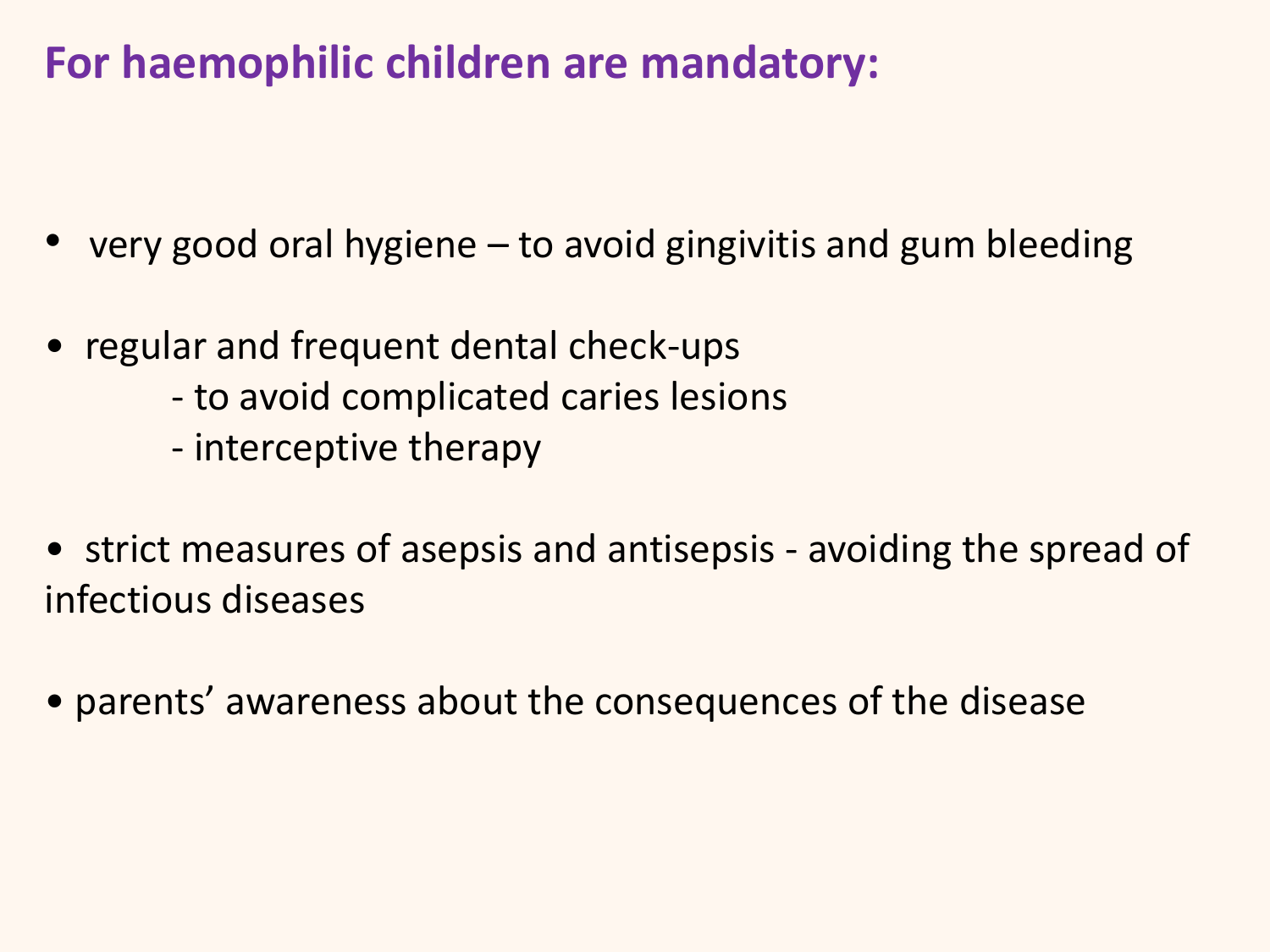## For haemophilic children are mandatory:

- very good oral hygiene – to avoid gingivitis and gum bleeding
- regular and frequent dental check-ups
  - to avoid complicated caries lesions
  - interceptive therapy
- strict measures of asepsis and antisepsis - avoiding the spread of infectious diseases
- parents' awareness about the consequences of the disease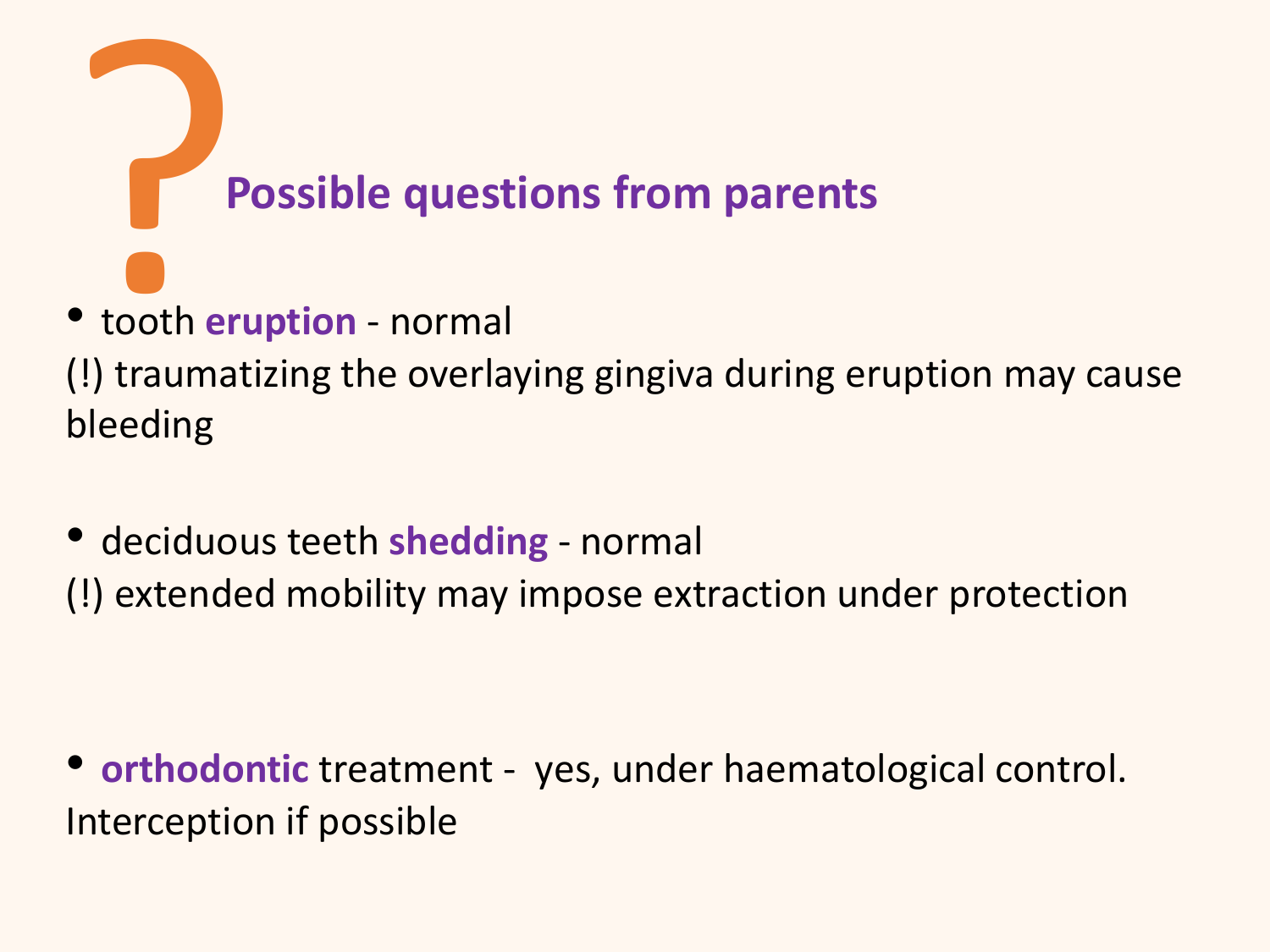## Possible questions from parents

- tooth **eruption** - normal

(!) traumatizing the overlaying gingiva during eruption may cause bleeding

- deciduous teeth **shedding** - normal

(!) extended mobility may impose extraction under protection

- **orthodontic** treatment - yes, under haematological control.

Interception if possible